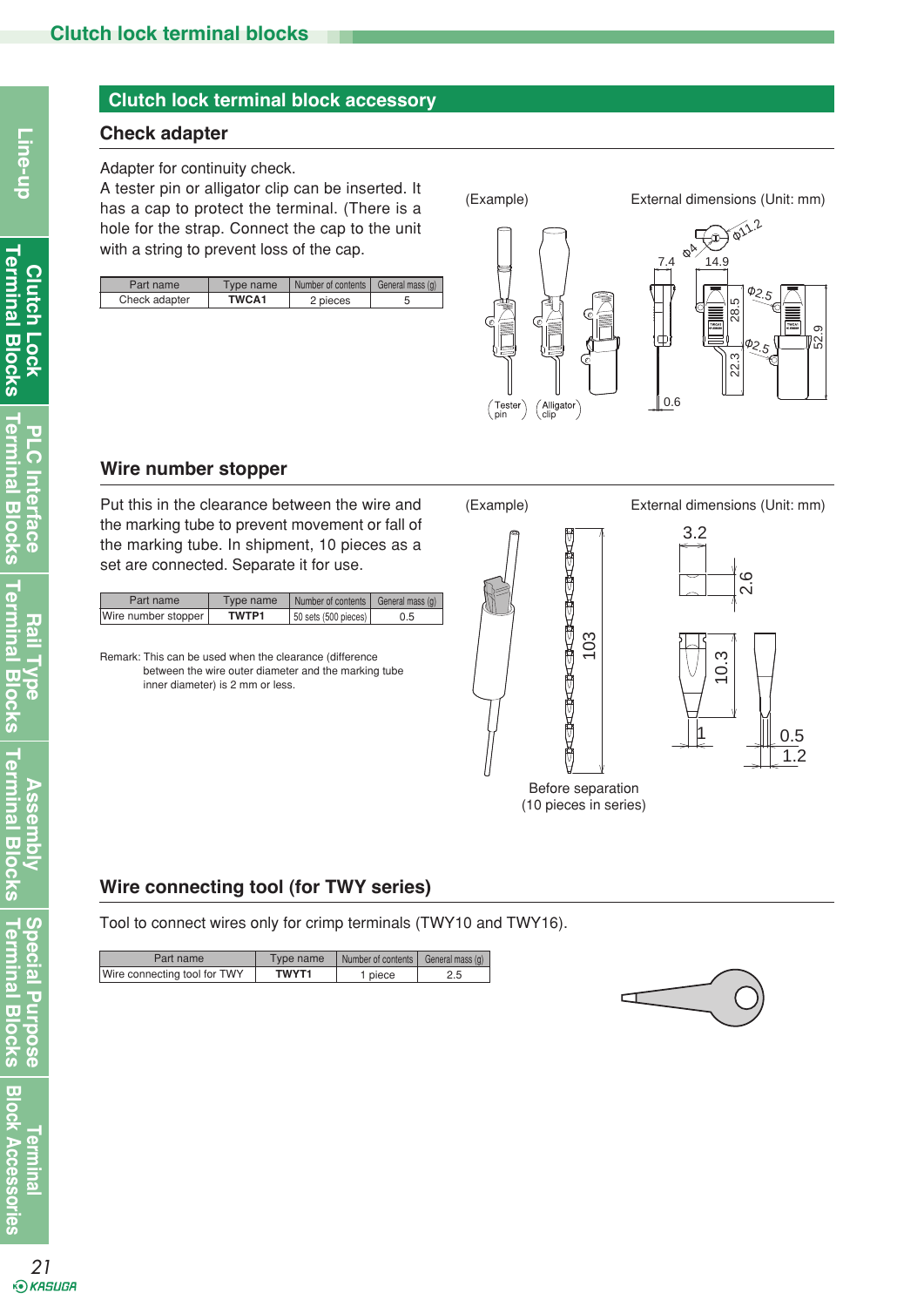## Clutch lock terminal block accessory

### Check adapter

Adapter for continuity check.
A tester pin or alligator clip can be inserted. It has a cap to protect the terminal. (There is a hole for the strap. Connect the cap to the unit with a string to prevent loss of the cap.

| Part name | Type name | Number of contents | General mass (g) |
|---|---|---|---|
| Check adapter | **TWCA1** | 2 pieces | 5 |

(Example)

External dimensions (Unit: mm)

### Wire number stopper

Put this in the clearance between the wire and the marking tube to prevent movement or fall of the marking tube. In shipment, 10 pieces as a set are connected. Separate it for use.

| Part name | Type name | Number of contents | General mass (g) |
|---|---|---|---|
| Wire number stopper | **TWTP1** | 50 sets (500 pieces) | 0.5 |

Remark: This can be used when the clearance (difference between the wire outer diameter and the marking tube inner diameter) is 2 mm or less.

(Example)

External dimensions (Unit: mm)

Before separation
(10 pieces in series)

### Wire connecting tool (for TWY series)

Tool to connect wires only for crimp terminals (TWY10 and TWY16).

| Part name | Type name | Number of contents | General mass (g) |
|---|---|---|---|
| Wire connecting tool for TWY | **TWYT1** | 1 piece | 2.5 |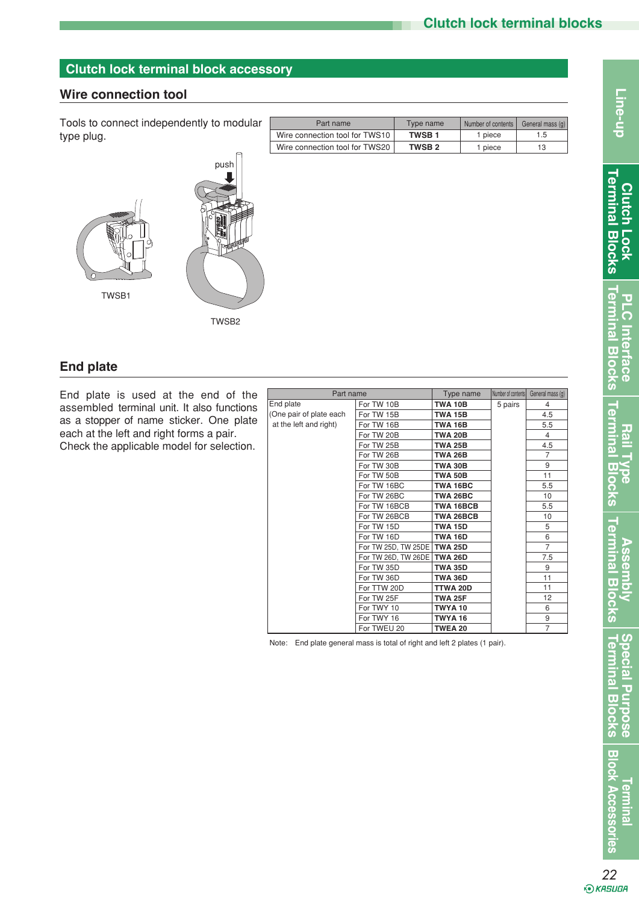## Clutch lock terminal block accessory

### Wire connection tool

Tools to connect independently to modular type plug.

| Part name | Type name | Number of contents | General mass (g) |
|---|---|---|---|
| Wire connection tool for TWS10 | **TWSB 1** | 1 piece | 1.5 |
| Wire connection tool for TWS20 | **TWSB 2** | 1 piece | 13 |

push

TWSB1

TWSB2

### End plate

End plate is used at the end of the assembled terminal unit. It also functions as a stopper of name sticker. One plate each at the left and right forms a pair.
Check the applicable model for selection.

| Part name | | Type name | Number of contents | General mass (g) |
|---|---|---|---|---|
| End plate (One pair of plate each at the left and right) | For TW 10B | **TWA 10B** | 5 pairs | 4 |
| | For TW 15B | **TWA 15B** | | 4.5 |
| | For TW 16B | **TWA 16B** | | 5.5 |
| | For TW 20B | **TWA 20B** | | 4 |
| | For TW 25B | **TWA 25B** | | 4.5 |
| | For TW 26B | **TWA 26B** | | 7 |
| | For TW 30B | **TWA 30B** | | 9 |
| | For TW 50B | **TWA 50B** | | 11 |
| | For TW 16BC | **TWA 16BC** | | 5.5 |
| | For TW 26BC | **TWA 26BC** | | 10 |
| | For TW 16BCB | **TWA 16BCB** | | 5.5 |
| | For TW 26BCB | **TWA 26BCB** | | 10 |
| | For TW 15D | **TWA 15D** | | 5 |
| | For TW 16D | **TWA 16D** | | 6 |
| | For TW 25D, TW 25DE | **TWA 25D** | | 7 |
| | For TW 26D, TW 26DE | **TWA 26D** | | 7.5 |
| | For TW 35D | **TWA 35D** | | 9 |
| | For TW 36D | **TWA 36D** | | 11 |
| | For TTW 20D | **TTWA 20D** | | 11 |
| | For TW 25F | **TWA 25F** | | 12 |
| | For TWY 10 | **TWYA 10** | | 6 |
| | For TWY 16 | **TWYA 16** | | 9 |
| | For TWEU 20 | **TWEA 20** | | 7 |

Note: End plate general mass is total of right and left 2 plates (1 pair).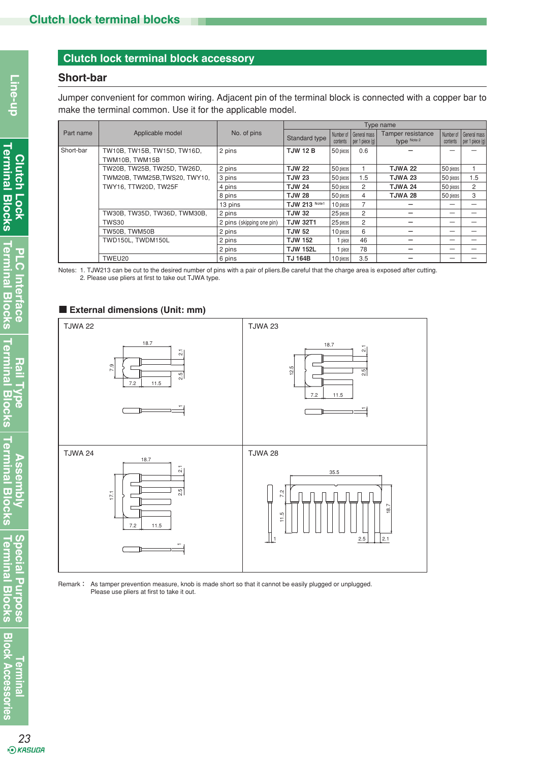## Clutch lock terminal block accessory

### Short-bar

Jumper convenient for common wiring. Adjacent pin of the terminal block is connected with a copper bar to make the terminal common. Use it for the applicable model.

| Part name | Applicable model | No. of pins | Type name | | | | | |
|---|---|---|---|---|---|---|---|---|
| | | | Standard type | Number of contents | General mass per 1 piece (g) | Tamper resistance type Note 2 | Number of contents | General mass per 1 piece (g) |
| Short-bar | TW10B, TW15B, TW15D, TW16D, TWM10B, TWM15B | 2 pins | TJW 12 B | 50 pieces | 0.6 | – | – | – |
| | TW20B, TW25B, TW25D, TW26D, TWM20B, TWM25B,TWS20, TWY10, TWY16, TTW20D, TW25F | 2 pins | TJW 22 | 50 pieces | 1 | TJWA 22 | 50 pieces | 1 |
| | | 3 pins | TJW 23 | 50 pieces | 1.5 | TJWA 23 | 50 pieces | 1.5 |
| | | 4 pins | TJW 24 | 50 pieces | 2 | TJWA 24 | 50 pieces | 2 |
| | | 8 pins | TJW 28 | 50 pieces | 4 | TJWA 28 | 50 pieces | 3 |
| | | 13 pins | TJW 213 Note1 | 10 pieces | 7 | – | – | – |
| | TW30B, TW35D, TW36D, TWM30B, TWS30 | 2 pins | TJW 32 | 25 pieces | 2 | – | – | – |
| | | 2 pins (skipping one pin) | TJW 32T1 | 25 pieces | 2 | – | – | – |
| | TW50B, TWM50B | 2 pins | TJW 52 | 10 pieces | 6 | – | – | – |
| | TWD150L, TWDM150L | 2 pins | TJW 152 | 1 piece | 46 | – | – | – |
| | | 2 pins | TJW 152L | 1 piece | 78 | – | – | – |
| | TWEU20 | 6 pins | TJ 164B | 10 pieces | 3.5 | – | – | – |

Notes: 1. TJW213 can be cut to the desired number of pins with a pair of pliers.Be careful that the charge area is exposed after cutting.
2. Please use pliers at first to take out TJWA type.

### ■ External dimensions (Unit: mm)

TJWA 22

18.7, 2.1, 7.9, 2.5, 7.2, 11.5, 1

TJWA 23

18.7, 2.1, 12.5, 2.5, 7.2, 11.5, 1

TJWA 24

18.7, 2.1, 17.1, 2.5, 7.2, 11.5, 1

TJWA 28

35.5, 7.2, 11.5, 18.7, 1, 2.5, 2.1

Remark： As tamper prevention measure, knob is made short so that it cannot be easily plugged or unplugged.
Please use pliers at first to take it out.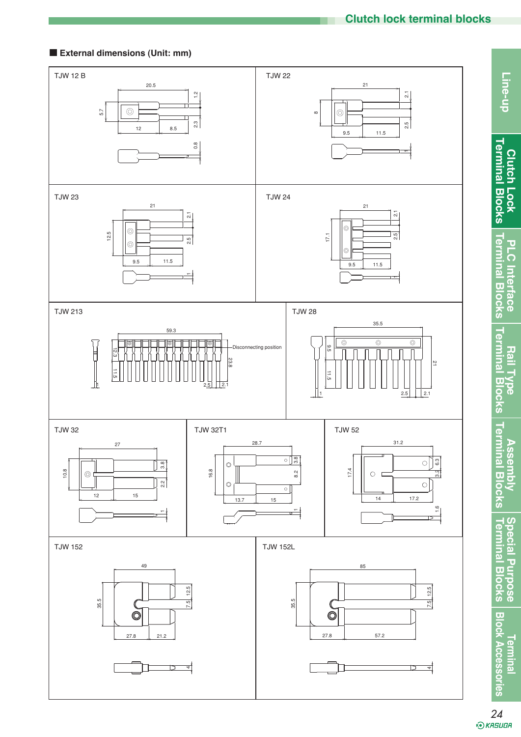## External dimensions (Unit: mm)

### TJW 12 B

20.5, 1.2, 5.7, 2.3, 12, 8.5, 0.8

### TJW 22

21, 2.1, 8, 2.5, 9.5, 11.5, 1

### TJW 23

21, 2.1, 12.5, 2.5, 9.5, 11.5, 1

### TJW 24

21, 2.1, 17.1, 2.5, 9.5, 11.5, 1

### TJW 213

59.3, 12.3, 11.5, 23.8, 2.5, 2.1, 1

Disconnecting position

### TJW 28

35.5, 9.5, 11.5, 21, 2.5, 2.1, 1

### TJW 32

27, 10.8, 3.8, 2.2, 12, 15, 1

### TJW 32T1

28.7, 16.8, 3.8, 8.2, 13.7, 15, 1

### TJW 52

31.2, 17.4, 6.3, 3.2, 14, 17.2, 1.6

### TJW 152

49, 35.5, 12.5, 7.5, 27.8, 21.2, 4

### TJW 152L

85, 35.5, 12.5, 7.5, 27.8, 57.2, 4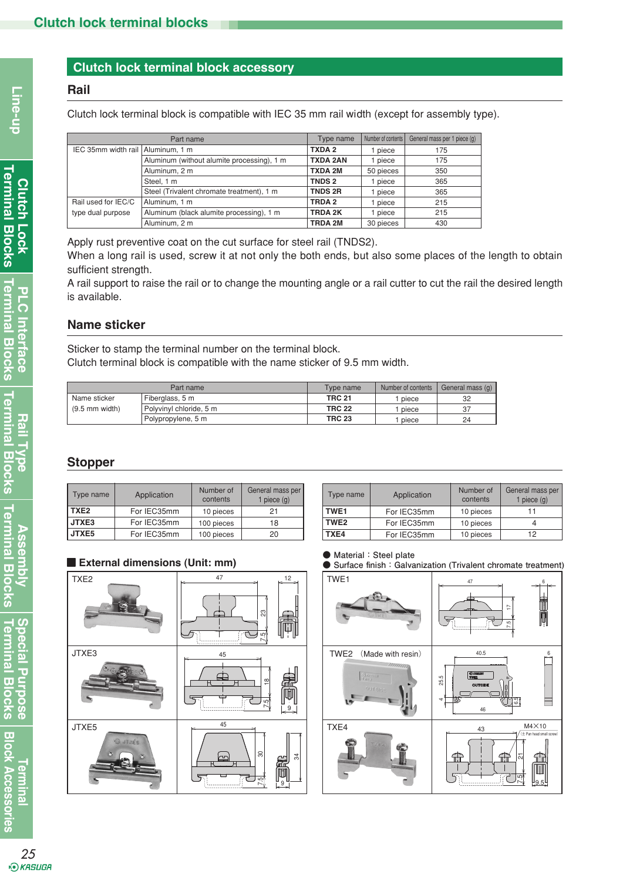## Clutch lock terminal block accessory

### Rail

Clutch lock terminal block is compatible with IEC 35 mm rail width (except for assembly type).

| Part name | | Type name | Number of contents | General mass per 1 piece (g) |
|---|---|---|---|---|
| IEC 35mm width rail | Aluminum, 1 m | **TXDA 2** | 1 piece | 175 |
| | Aluminum (without alumite processing), 1 m | **TXDA 2AN** | 1 piece | 175 |
| | Aluminum, 2 m | **TXDA 2M** | 50 pieces | 350 |
| | Steel, 1 m | **TNDS 2** | 1 piece | 365 |
| | Steel (Trivalent chromate treatment), 1 m | **TNDS 2R** | 1 piece | 365 |
| Rail used for IEC/C type dual purpose | Aluminum, 1 m | **TRDA 2** | 1 piece | 215 |
| | Aluminum (black alumite processing), 1 m | **TRDA 2K** | 1 piece | 215 |
| | Aluminum, 2 m | **TRDA 2M** | 30 pieces | 430 |

Apply rust preventive coat on the cut surface for steel rail (TNDS2).
When a long rail is used, screw it at not only the both ends, but also some places of the length to obtain sufficient strength.
A rail support to raise the rail or to change the mounting angle or a rail cutter to cut the rail the desired length is available.

### Name sticker

Sticker to stamp the terminal number on the terminal block.
Clutch terminal block is compatible with the name sticker of 9.5 mm width.

| Part name | | Type name | Number of contents | General mass (g) |
|---|---|---|---|---|
| Name sticker (9.5 mm width) | Fiberglass, 5 m | **TRC 21** | 1 piece | 32 |
| | Polyvinyl chloride, 5 m | **TRC 22** | 1 piece | 37 |
| | Polypropylene, 5 m | **TRC 23** | 1 piece | 24 |

### Stopper

| Type name | Application | Number of contents | General mass per 1 piece (g) |
|---|---|---|---|
| **TXE2** | For IEC35mm | 10 pieces | 21 |
| **JTXE3** | For IEC35mm | 100 pieces | 18 |
| **JTXE5** | For IEC35mm | 100 pieces | 20 |

| Type name | Application | Number of contents | General mass per 1 piece (g) |
|---|---|---|---|
| **TWE1** | For IEC35mm | 10 pieces | 11 |
| **TWE2** | For IEC35mm | 10 pieces | 4 |
| **TXE4** | For IEC35mm | 10 pieces | 12 |

#### External dimensions (Unit: mm)

- Material：Steel plate
- Surface finish：Galvanization (Trivalent chromate treatment)

TXE2
47
12
23
7.5

JTXE3
45
18
7.5
9

JTXE5
45
30
34
7.5
9

TWE1
47
6
17
7.5

TWE2 (Made with resin)
40.5
6
25.5
4
46
6.5

TXE4
43
M4×10
(± Pan head small screw)
21
7.5
9.5